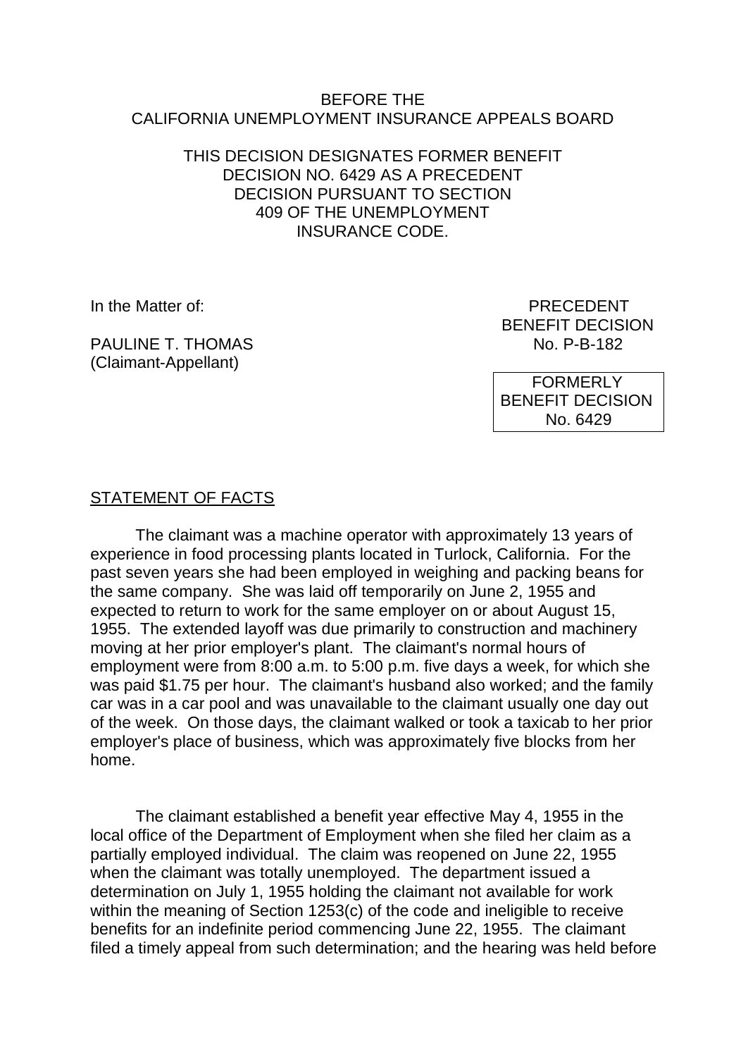BEFORE THE
CALIFORNIA UNEMPLOYMENT INSURANCE APPEALS BOARD

THIS DECISION DESIGNATES FORMER BENEFIT DECISION NO. 6429 AS A PRECEDENT DECISION PURSUANT TO SECTION 409 OF THE UNEMPLOYMENT INSURANCE CODE.

In the Matter of:

PAULINE T. THOMAS
(Claimant-Appellant)

PRECEDENT
BENEFIT DECISION
No. P-B-182

FORMERLY
BENEFIT DECISION
No. 6429

STATEMENT OF FACTS

The claimant was a machine operator with approximately 13 years of experience in food processing plants located in Turlock, California. For the past seven years she had been employed in weighing and packing beans for the same company. She was laid off temporarily on June 2, 1955 and expected to return to work for the same employer on or about August 15, 1955. The extended layoff was due primarily to construction and machinery moving at her prior employer's plant. The claimant's normal hours of employment were from 8:00 a.m. to 5:00 p.m. five days a week, for which she was paid $1.75 per hour. The claimant's husband also worked; and the family car was in a car pool and was unavailable to the claimant usually one day out of the week. On those days, the claimant walked or took a taxicab to her prior employer's place of business, which was approximately five blocks from her home.

The claimant established a benefit year effective May 4, 1955 in the local office of the Department of Employment when she filed her claim as a partially employed individual. The claim was reopened on June 22, 1955 when the claimant was totally unemployed. The department issued a determination on July 1, 1955 holding the claimant not available for work within the meaning of Section 1253(c) of the code and ineligible to receive benefits for an indefinite period commencing June 22, 1955. The claimant filed a timely appeal from such determination; and the hearing was held before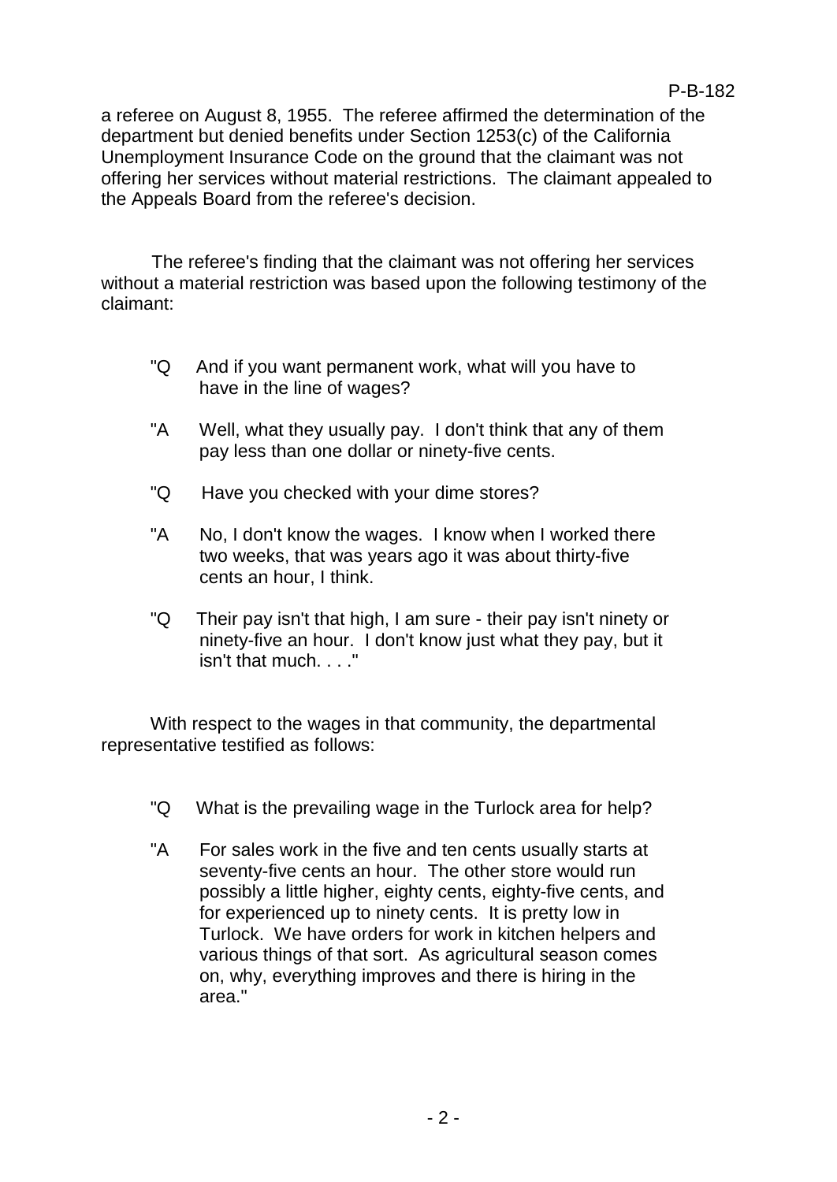a referee on August 8, 1955. The referee affirmed the determination of the department but denied benefits under Section 1253(c) of the California Unemployment Insurance Code on the ground that the claimant was not offering her services without material restrictions. The claimant appealed to the Appeals Board from the referee's decision.

The referee's finding that the claimant was not offering her services without a material restriction was based upon the following testimony of the claimant:

> "Q And if you want permanent work, what will you have to have in the line of wages?
>
> "A Well, what they usually pay. I don't think that any of them pay less than one dollar or ninety-five cents.
>
> "Q Have you checked with your dime stores?
>
> "A No, I don't know the wages. I know when I worked there two weeks, that was years ago it was about thirty-five cents an hour, I think.
>
> "Q Their pay isn't that high, I am sure - their pay isn't ninety or ninety-five an hour. I don't know just what they pay, but it isn't that much. . . ."

With respect to the wages in that community, the departmental representative testified as follows:

> "Q What is the prevailing wage in the Turlock area for help?
>
> "A For sales work in the five and ten cents usually starts at seventy-five cents an hour. The other store would run possibly a little higher, eighty cents, eighty-five cents, and for experienced up to ninety cents. It is pretty low in Turlock. We have orders for work in kitchen helpers and various things of that sort. As agricultural season comes on, why, everything improves and there is hiring in the area."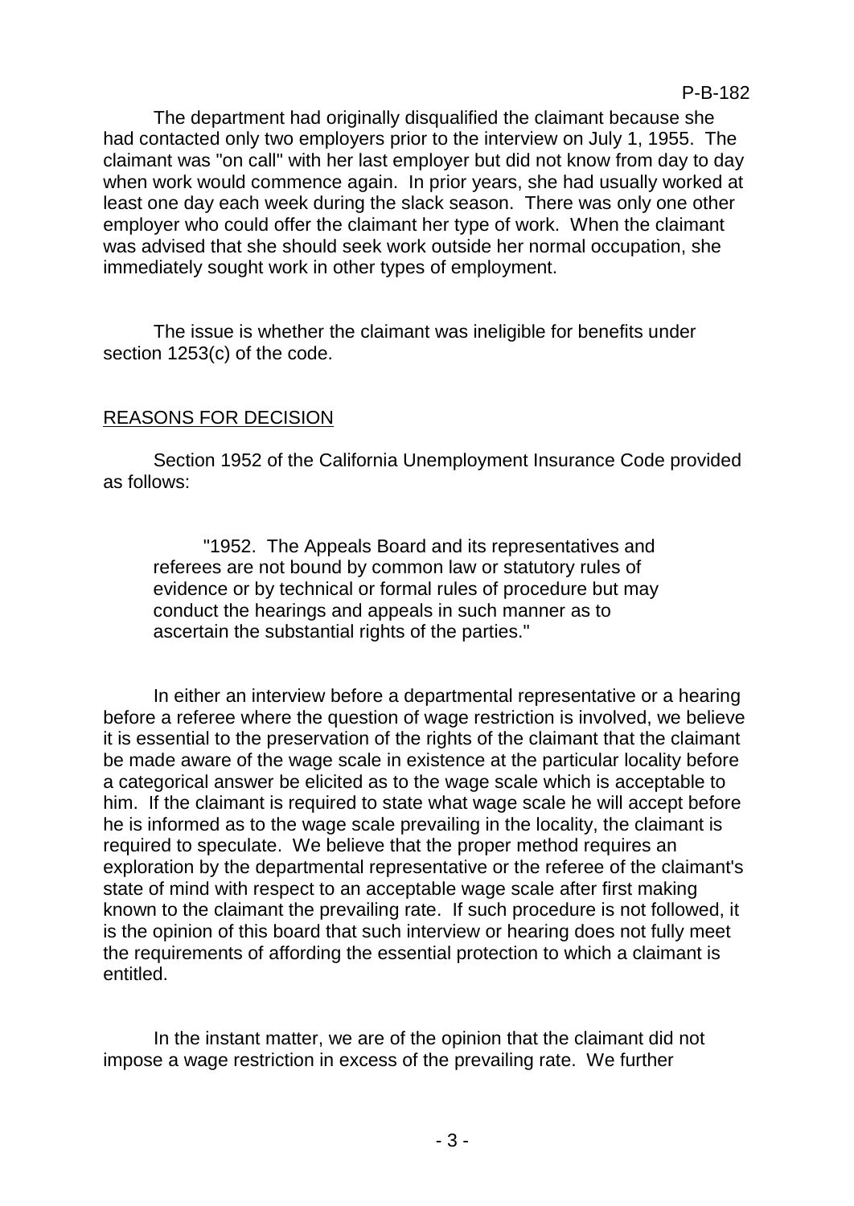The department had originally disqualified the claimant because she had contacted only two employers prior to the interview on July 1, 1955. The claimant was "on call" with her last employer but did not know from day to day when work would commence again. In prior years, she had usually worked at least one day each week during the slack season. There was only one other employer who could offer the claimant her type of work. When the claimant was advised that she should seek work outside her normal occupation, she immediately sought work in other types of employment.

The issue is whether the claimant was ineligible for benefits under section 1253(c) of the code.

## REASONS FOR DECISION

Section 1952 of the California Unemployment Insurance Code provided as follows:

> "1952. The Appeals Board and its representatives and referees are not bound by common law or statutory rules of evidence or by technical or formal rules of procedure but may conduct the hearings and appeals in such manner as to ascertain the substantial rights of the parties."

In either an interview before a departmental representative or a hearing before a referee where the question of wage restriction is involved, we believe it is essential to the preservation of the rights of the claimant that the claimant be made aware of the wage scale in existence at the particular locality before a categorical answer be elicited as to the wage scale which is acceptable to him. If the claimant is required to state what wage scale he will accept before he is informed as to the wage scale prevailing in the locality, the claimant is required to speculate. We believe that the proper method requires an exploration by the departmental representative or the referee of the claimant's state of mind with respect to an acceptable wage scale after first making known to the claimant the prevailing rate. If such procedure is not followed, it is the opinion of this board that such interview or hearing does not fully meet the requirements of affording the essential protection to which a claimant is entitled.

In the instant matter, we are of the opinion that the claimant did not impose a wage restriction in excess of the prevailing rate. We further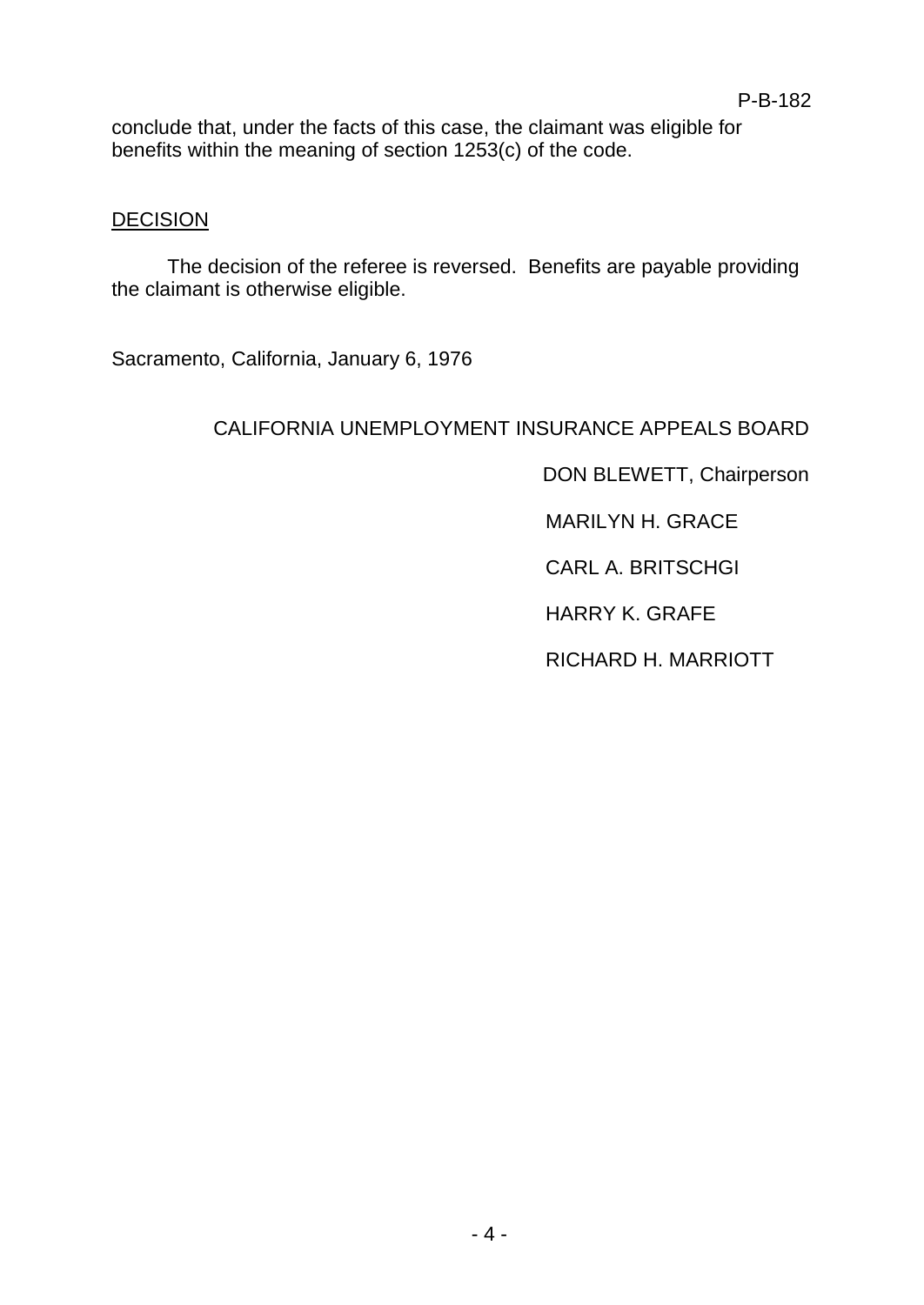conclude that, under the facts of this case, the claimant was eligible for benefits within the meaning of section 1253(c) of the code.

## DECISION

The decision of the referee is reversed. Benefits are payable providing the claimant is otherwise eligible.

Sacramento, California, January 6, 1976

CALIFORNIA UNEMPLOYMENT INSURANCE APPEALS BOARD

DON BLEWETT, Chairperson

MARILYN H. GRACE

CARL A. BRITSCHGI

HARRY K. GRAFE

RICHARD H. MARRIOTT